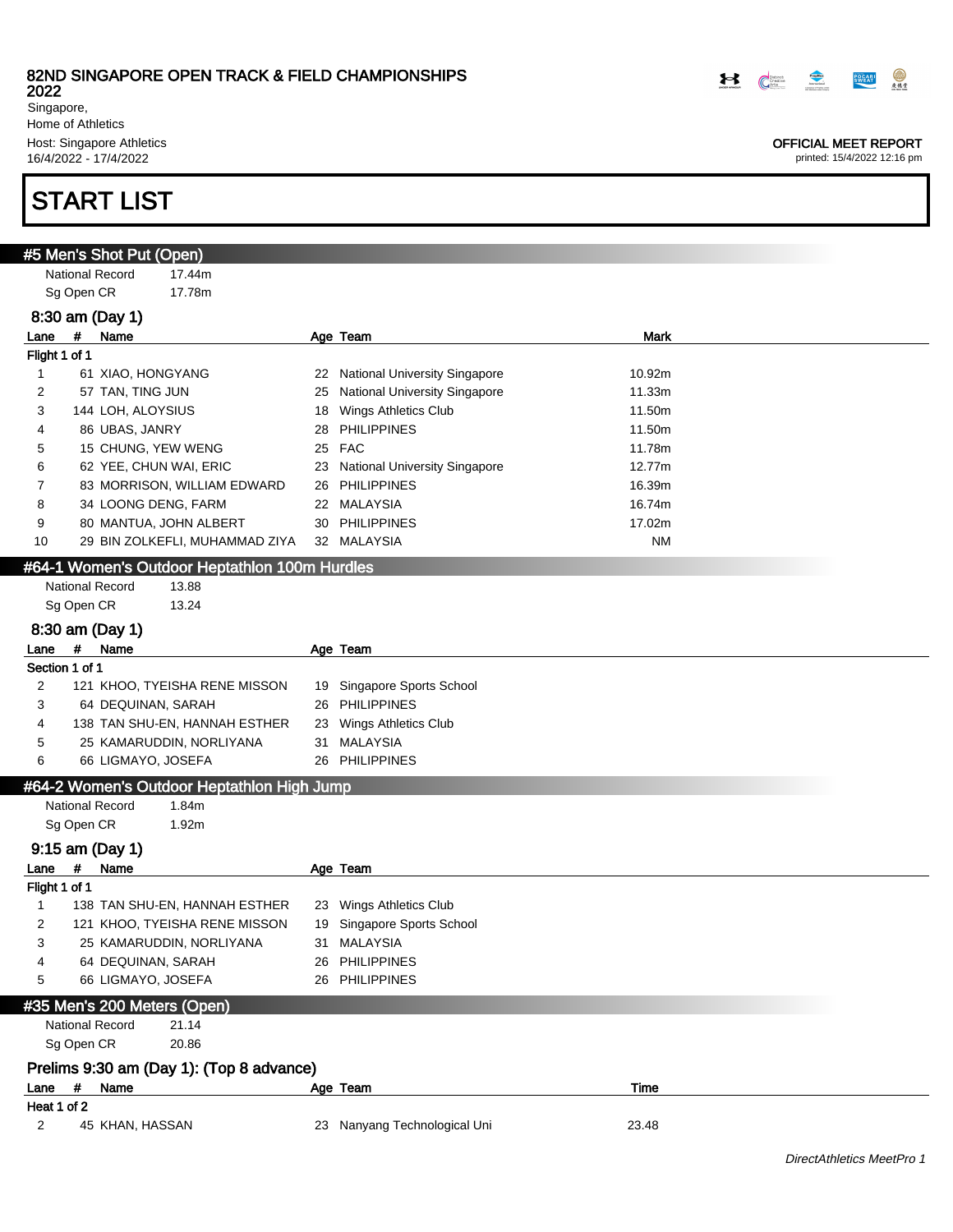82ND SINGAPORE OPEN TRACK & FIELD CHAMPIONSHIPS 2022
Singapore,
Home of Athletics
Host: Singapore Athletics
16/4/2022 - 17/4/2022

OFFICIAL MEET REPORT
printed: 15/4/2022 12:16 pm

# START LIST

## #5 Men's Shot Put (Open)

National Record 17.44m
Sg Open CR 17.78m

### 8:30 am (Day 1)

Flight 1 of 1

| Lane | # | Name | Age | Team | Mark |
|---|---|---|---|---|---|
| 1 | 61 | XIAO, HONGYANG | 22 | National University Singapore | 10.92m |
| 2 | 57 | TAN, TING JUN | 25 | National University Singapore | 11.33m |
| 3 | 144 | LOH, ALOYSIUS | 18 | Wings Athletics Club | 11.50m |
| 4 | 86 | UBAS, JANRY | 28 | PHILIPPINES | 11.50m |
| 5 | 15 | CHUNG, YEW WENG | 25 | FAC | 11.78m |
| 6 | 62 | YEE, CHUN WAI, ERIC | 23 | National University Singapore | 12.77m |
| 7 | 83 | MORRISON, WILLIAM EDWARD | 26 | PHILIPPINES | 16.39m |
| 8 | 34 | LOONG DENG, FARM | 22 | MALAYSIA | 16.74m |
| 9 | 80 | MANTUA, JOHN ALBERT | 30 | PHILIPPINES | 17.02m |
| 10 | 29 | BIN ZOLKEFLI, MUHAMMAD ZIYA | 32 | MALAYSIA | NM |

## #64-1 Women's Outdoor Heptathlon 100m Hurdles

National Record 13.88
Sg Open CR 13.24

### 8:30 am (Day 1)

Section 1 of 1

| Lane | # | Name | Age | Team |
|---|---|---|---|---|
| 2 | 121 | KHOO, TYEISHA RENE MISSON | 19 | Singapore Sports School |
| 3 | 64 | DEQUINAN, SARAH | 26 | PHILIPPINES |
| 4 | 138 | TAN SHU-EN, HANNAH ESTHER | 23 | Wings Athletics Club |
| 5 | 25 | KAMARUDDIN, NORLIYANA | 31 | MALAYSIA |
| 6 | 66 | LIGMAYO, JOSEFA | 26 | PHILIPPINES |

## #64-2 Women's Outdoor Heptathlon High Jump

National Record 1.84m
Sg Open CR 1.92m

### 9:15 am (Day 1)

Flight 1 of 1

| Lane | # | Name | Age | Team |
|---|---|---|---|---|
| 1 | 138 | TAN SHU-EN, HANNAH ESTHER | 23 | Wings Athletics Club |
| 2 | 121 | KHOO, TYEISHA RENE MISSON | 19 | Singapore Sports School |
| 3 | 25 | KAMARUDDIN, NORLIYANA | 31 | MALAYSIA |
| 4 | 64 | DEQUINAN, SARAH | 26 | PHILIPPINES |
| 5 | 66 | LIGMAYO, JOSEFA | 26 | PHILIPPINES |

## #35 Men's 200 Meters (Open)

National Record 21.14
Sg Open CR 20.86

### Prelims 9:30 am (Day 1): (Top 8 advance)

Heat 1 of 2

| Lane | # | Name | Age | Team | Time |
|---|---|---|---|---|---|
| 2 | 45 | KHAN, HASSAN | 23 | Nanyang Technological Uni | 23.48 |

*DirectAthletics MeetPro 1*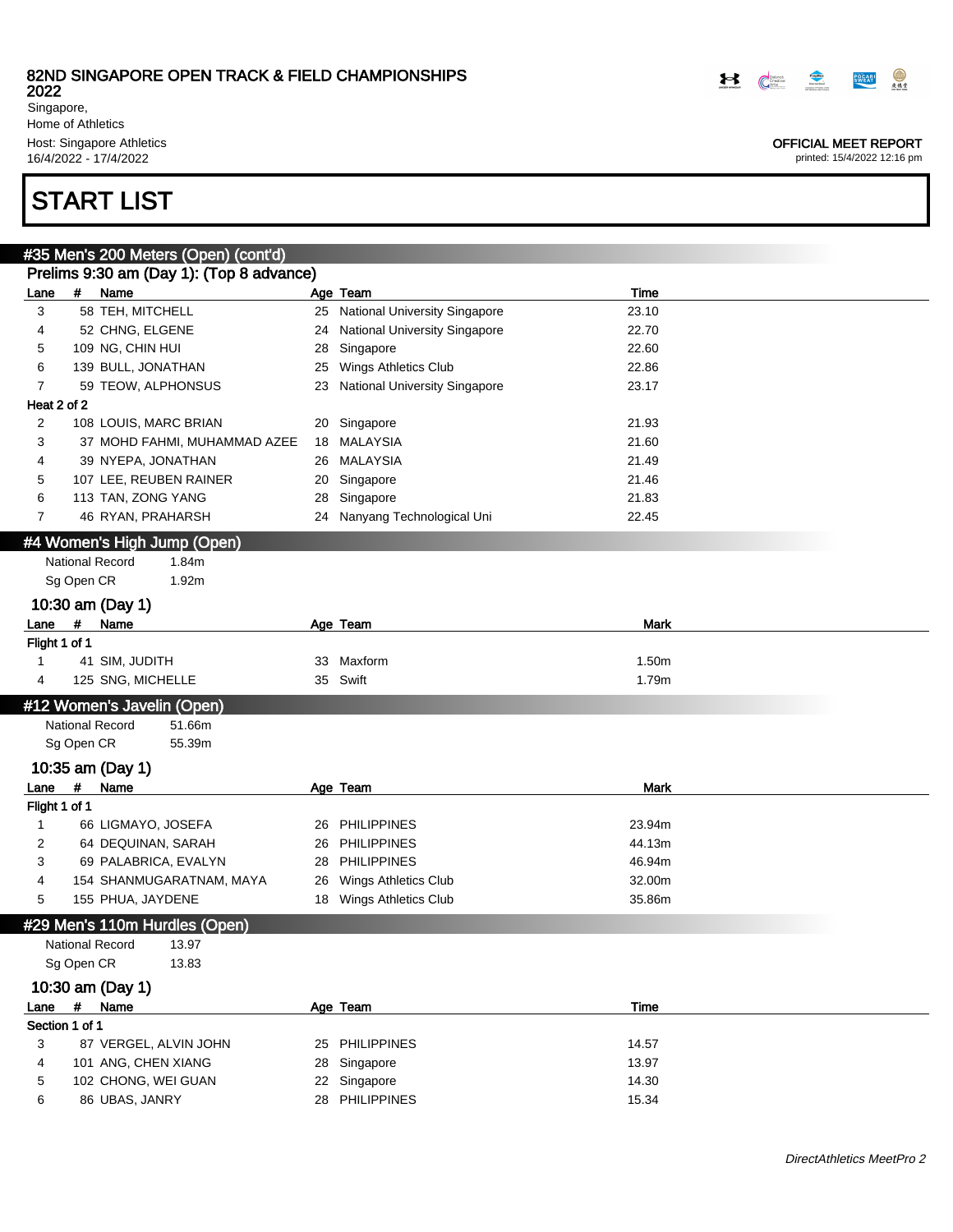## START LIST

### #35 Men's 200 Meters (Open) (cont'd)

**Prelims 9:30 am (Day 1): (Top 8 advance)**

| Lane | # | Name | Age | Team | Time |
|---|---|---|---|---|---|
| 3 | 58 | TEH, MITCHELL | 25 | National University Singapore | 23.10 |
| 4 | 52 | CHNG, ELGENE | 24 | National University Singapore | 22.70 |
| 5 | 109 | NG, CHIN HUI | 28 | Singapore | 22.60 |
| 6 | 139 | BULL, JONATHAN | 25 | Wings Athletics Club | 22.86 |
| 7 | 59 | TEOW, ALPHONSUS | 23 | National University Singapore | 23.17 |
| **Heat 2 of 2** | | | | | |
| 2 | 108 | LOUIS, MARC BRIAN | 20 | Singapore | 21.93 |
| 3 | 37 | MOHD FAHMI, MUHAMMAD AZEE | 18 | MALAYSIA | 21.60 |
| 4 | 39 | NYEPA, JONATHAN | 26 | MALAYSIA | 21.49 |
| 5 | 107 | LEE, REUBEN RAINER | 20 | Singapore | 21.46 |
| 6 | 113 | TAN, ZONG YANG | 28 | Singapore | 21.83 |
| 7 | 46 | RYAN, PRAHARSH | 24 | Nanyang Technological Uni | 22.45 |

### #4 Women's High Jump (Open)

National Record 1.84m
Sg Open CR 1.92m

**10:30 am (Day 1)**

| Lane | # | Name | Age | Team | Mark |
|---|---|---|---|---|---|
| **Flight 1 of 1** | | | | | |
| 1 | 41 | SIM, JUDITH | 33 | Maxform | 1.50m |
| 4 | 125 | SNG, MICHELLE | 35 | Swift | 1.79m |

### #12 Women's Javelin (Open)

National Record 51.66m
Sg Open CR 55.39m

**10:35 am (Day 1)**

| Lane | # | Name | Age | Team | Mark |
|---|---|---|---|---|---|
| **Flight 1 of 1** | | | | | |
| 1 | 66 | LIGMAYO, JOSEFA | 26 | PHILIPPINES | 23.94m |
| 2 | 64 | DEQUINAN, SARAH | 26 | PHILIPPINES | 44.13m |
| 3 | 69 | PALABRICA, EVALYN | 28 | PHILIPPINES | 46.94m |
| 4 | 154 | SHANMUGARATNAM, MAYA | 26 | Wings Athletics Club | 32.00m |
| 5 | 155 | PHUA, JAYDENE | 18 | Wings Athletics Club | 35.86m |

### #29 Men's 110m Hurdles (Open)

National Record 13.97
Sg Open CR 13.83

**10:30 am (Day 1)**

| Lane | # | Name | Age | Team | Time |
|---|---|---|---|---|---|
| **Section 1 of 1** | | | | | |
| 3 | 87 | VERGEL, ALVIN JOHN | 25 | PHILIPPINES | 14.57 |
| 4 | 101 | ANG, CHEN XIANG | 28 | Singapore | 13.97 |
| 5 | 102 | CHONG, WEI GUAN | 22 | Singapore | 14.30 |
| 6 | 86 | UBAS, JANRY | 28 | PHILIPPINES | 15.34 |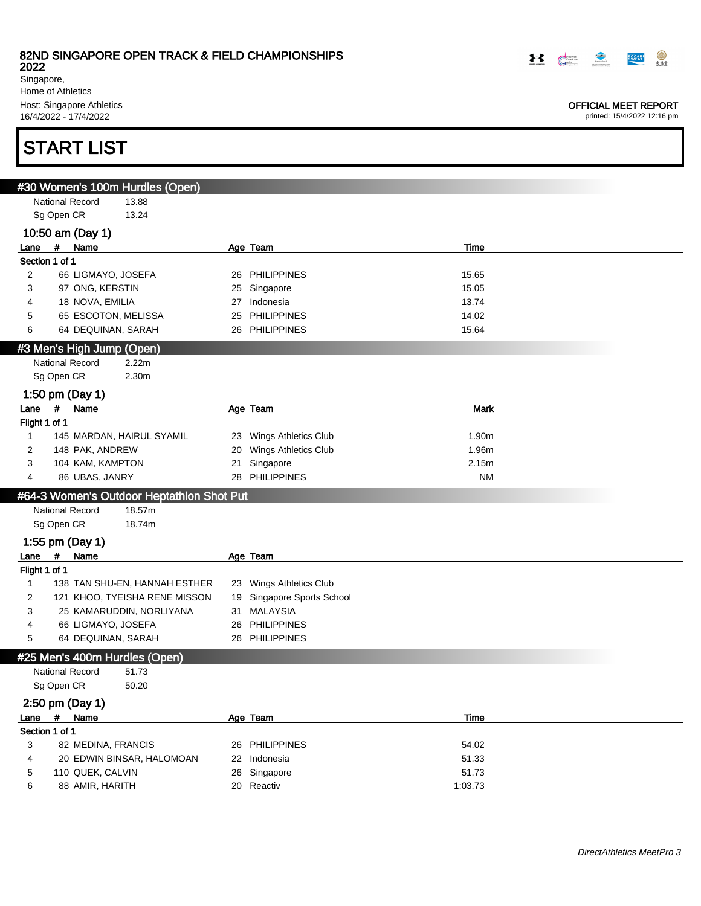# START LIST

## #30 Women's 100m Hurdles (Open)

National Record 13.88
Sg Open CR 13.24

### 10:50 am (Day 1)

| Lane | # | Name | Age | Team | Time |
|---|---|---|---|---|---|
| **Section 1 of 1** | | | | | |
| 2 | 66 | LIGMAYO, JOSEFA | 26 | PHILIPPINES | 15.65 |
| 3 | 97 | ONG, KERSTIN | 25 | Singapore | 15.05 |
| 4 | 18 | NOVA, EMILIA | 27 | Indonesia | 13.74 |
| 5 | 65 | ESCOTON, MELISSA | 25 | PHILIPPINES | 14.02 |
| 6 | 64 | DEQUINAN, SARAH | 26 | PHILIPPINES | 15.64 |

## #3 Men's High Jump (Open)

National Record 2.22m
Sg Open CR 2.30m

### 1:50 pm (Day 1)

| Lane | # | Name | Age | Team | Mark |
|---|---|---|---|---|---|
| **Flight 1 of 1** | | | | | |
| 1 | 145 | MARDAN, HAIRUL SYAMIL | 23 | Wings Athletics Club | 1.90m |
| 2 | 148 | PAK, ANDREW | 20 | Wings Athletics Club | 1.96m |
| 3 | 104 | KAM, KAMPTON | 21 | Singapore | 2.15m |
| 4 | 86 | UBAS, JANRY | 28 | PHILIPPINES | NM |

## #64-3 Women's Outdoor Heptathlon Shot Put

National Record 18.57m
Sg Open CR 18.74m

### 1:55 pm (Day 1)

| Lane | # | Name | Age | Team |
|---|---|---|---|---|
| **Flight 1 of 1** | | | | |
| 1 | 138 | TAN SHU-EN, HANNAH ESTHER | 23 | Wings Athletics Club |
| 2 | 121 | KHOO, TYEISHA RENE MISSON | 19 | Singapore Sports School |
| 3 | 25 | KAMARUDDIN, NORLIYANA | 31 | MALAYSIA |
| 4 | 66 | LIGMAYO, JOSEFA | 26 | PHILIPPINES |
| 5 | 64 | DEQUINAN, SARAH | 26 | PHILIPPINES |

## #25 Men's 400m Hurdles (Open)

National Record 51.73
Sg Open CR 50.20

### 2:50 pm (Day 1)

| Lane | # | Name | Age | Team | Time |
|---|---|---|---|---|---|
| **Section 1 of 1** | | | | | |
| 3 | 82 | MEDINA, FRANCIS | 26 | PHILIPPINES | 54.02 |
| 4 | 20 | EDWIN BINSAR, HALOMOAN | 22 | Indonesia | 51.33 |
| 5 | 110 | QUEK, CALVIN | 26 | Singapore | 51.73 |
| 6 | 88 | AMIR, HARITH | 20 | Reactiv | 1:03.73 |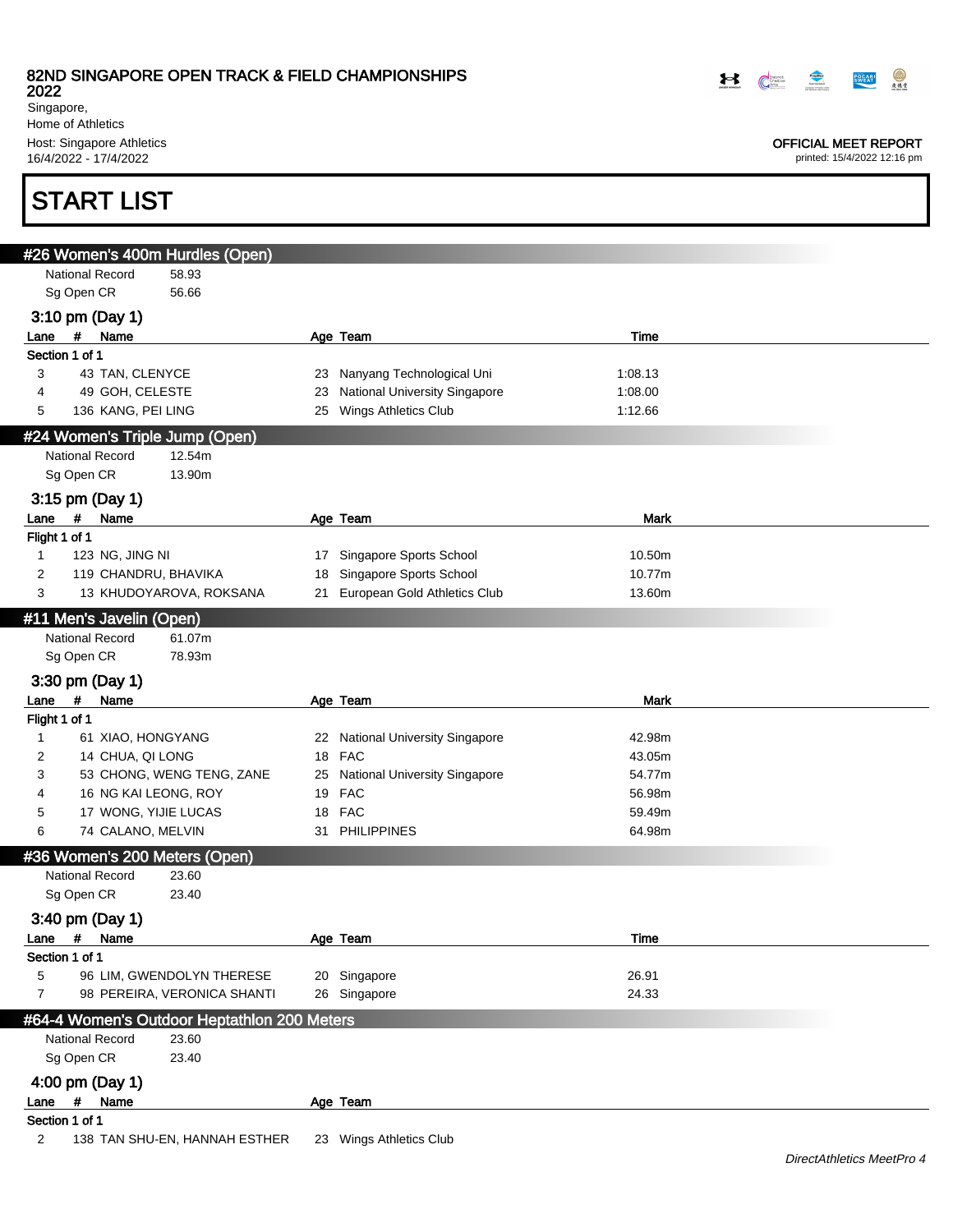# START LIST

## #26 Women's 400m Hurdles (Open)

National Record 58.93
Sg Open CR 56.66

### 3:10 pm (Day 1)

| Lane | # | Name | Age | Team | Time |
|---|---|---|---|---|---|
| **Section 1 of 1** | | | | | |
| 3 | 43 | TAN, CLENYCE | 23 | Nanyang Technological Uni | 1:08.13 |
| 4 | 49 | GOH, CELESTE | 23 | National University Singapore | 1:08.00 |
| 5 | 136 | KANG, PEI LING | 25 | Wings Athletics Club | 1:12.66 |

## #24 Women's Triple Jump (Open)

National Record 12.54m
Sg Open CR 13.90m

### 3:15 pm (Day 1)

| Lane | # | Name | Age | Team | Mark |
|---|---|---|---|---|---|
| **Flight 1 of 1** | | | | | |
| 1 | 123 | NG, JING NI | 17 | Singapore Sports School | 10.50m |
| 2 | 119 | CHANDRU, BHAVIKA | 18 | Singapore Sports School | 10.77m |
| 3 | 13 | KHUDOYAROVA, ROKSANA | 21 | European Gold Athletics Club | 13.60m |

## #11 Men's Javelin (Open)

National Record 61.07m
Sg Open CR 78.93m

### 3:30 pm (Day 1)

| Lane | # | Name | Age | Team | Mark |
|---|---|---|---|---|---|
| **Flight 1 of 1** | | | | | |
| 1 | 61 | XIAO, HONGYANG | 22 | National University Singapore | 42.98m |
| 2 | 14 | CHUA, QI LONG | 18 | FAC | 43.05m |
| 3 | 53 | CHONG, WENG TENG, ZANE | 25 | National University Singapore | 54.77m |
| 4 | 16 | NG KAI LEONG, ROY | 19 | FAC | 56.98m |
| 5 | 17 | WONG, YIJIE LUCAS | 18 | FAC | 59.49m |
| 6 | 74 | CALANO, MELVIN | 31 | PHILIPPINES | 64.98m |

## #36 Women's 200 Meters (Open)

National Record 23.60
Sg Open CR 23.40

### 3:40 pm (Day 1)

| Lane | # | Name | Age | Team | Time |
|---|---|---|---|---|---|
| **Section 1 of 1** | | | | | |
| 5 | 96 | LIM, GWENDOLYN THERESE | 20 | Singapore | 26.91 |
| 7 | 98 | PEREIRA, VERONICA SHANTI | 26 | Singapore | 24.33 |

## #64-4 Women's Outdoor Heptathlon 200 Meters

National Record 23.60
Sg Open CR 23.40

### 4:00 pm (Day 1)

| Lane | # | Name | Age | Team |
|---|---|---|---|---|
| **Section 1 of 1** | | | | |
| 2 | 138 | TAN SHU-EN, HANNAH ESTHER | 23 | Wings Athletics Club |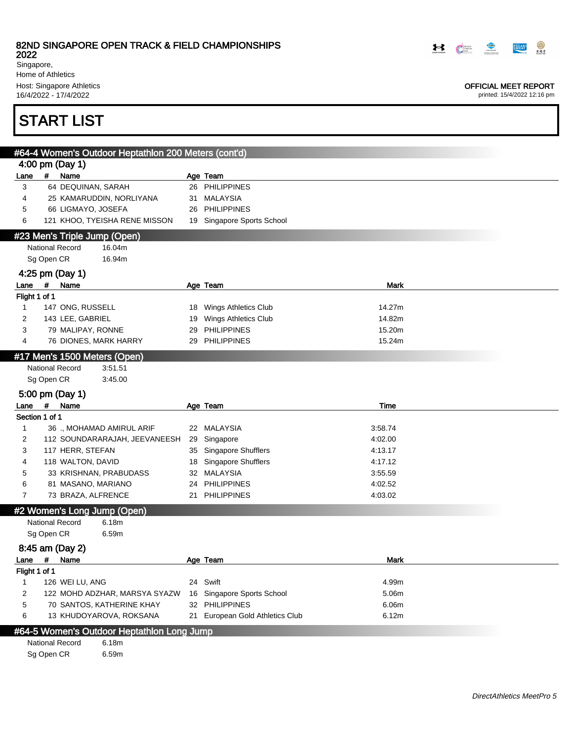# START LIST

## #64-4 Women's Outdoor Heptathlon 200 Meters (cont'd)

4:00 pm (Day 1)

| Lane | # | Name | Age | Team |
|---|---|---|---|---|
| 3 | 64 | DEQUINAN, SARAH | 26 | PHILIPPINES |
| 4 | 25 | KAMARUDDIN, NORLIYANA | 31 | MALAYSIA |
| 5 | 66 | LIGMAYO, JOSEFA | 26 | PHILIPPINES |
| 6 | 121 | KHOO, TYEISHA RENE MISSON | 19 | Singapore Sports School |

## #23 Men's Triple Jump (Open)

National Record 16.04m
Sg Open CR 16.94m

4:25 pm (Day 1)

| Lane | # | Name | Age | Team | Mark |
|---|---|---|---|---|---|
| Flight 1 of 1 | | | | | |
| 1 | 147 | ONG, RUSSELL | 18 | Wings Athletics Club | 14.27m |
| 2 | 143 | LEE, GABRIEL | 19 | Wings Athletics Club | 14.82m |
| 3 | 79 | MALIPAY, RONNE | 29 | PHILIPPINES | 15.20m |
| 4 | 76 | DIONES, MARK HARRY | 29 | PHILIPPINES | 15.24m |

## #17 Men's 1500 Meters (Open)

National Record 3:51.51
Sg Open CR 3:45.00

5:00 pm (Day 1)

| Lane | # | Name | Age | Team | Time |
|---|---|---|---|---|---|
| Section 1 of 1 | | | | | |
| 1 | 36 | ., MOHAMAD AMIRUL ARIF | 22 | MALAYSIA | 3:58.74 |
| 2 | 112 | SOUNDARARAJAH, JEEVANEESH | 29 | Singapore | 4:02.00 |
| 3 | 117 | HERR, STEFAN | 35 | Singapore Shufflers | 4:13.17 |
| 4 | 118 | WALTON, DAVID | 18 | Singapore Shufflers | 4:17.12 |
| 5 | 33 | KRISHNAN, PRABUDASS | 32 | MALAYSIA | 3:55.59 |
| 6 | 81 | MASANO, MARIANO | 24 | PHILIPPINES | 4:02.52 |
| 7 | 73 | BRAZA, ALFRENCE | 21 | PHILIPPINES | 4:03.02 |

## #2 Women's Long Jump (Open)

National Record 6.18m
Sg Open CR 6.59m

8:45 am (Day 2)

| Lane | # | Name | Age | Team | Mark |
|---|---|---|---|---|---|
| Flight 1 of 1 | | | | | |
| 1 | 126 | WEI LU, ANG | 24 | Swift | 4.99m |
| 2 | 122 | MOHD ADZHAR, MARSYA SYAZW | 16 | Singapore Sports School | 5.06m |
| 5 | 70 | SANTOS, KATHERINE KHAY | 32 | PHILIPPINES | 6.06m |
| 6 | 13 | KHUDOYAROVA, ROKSANA | 21 | European Gold Athletics Club | 6.12m |

## #64-5 Women's Outdoor Heptathlon Long Jump

National Record 6.18m
Sg Open CR 6.59m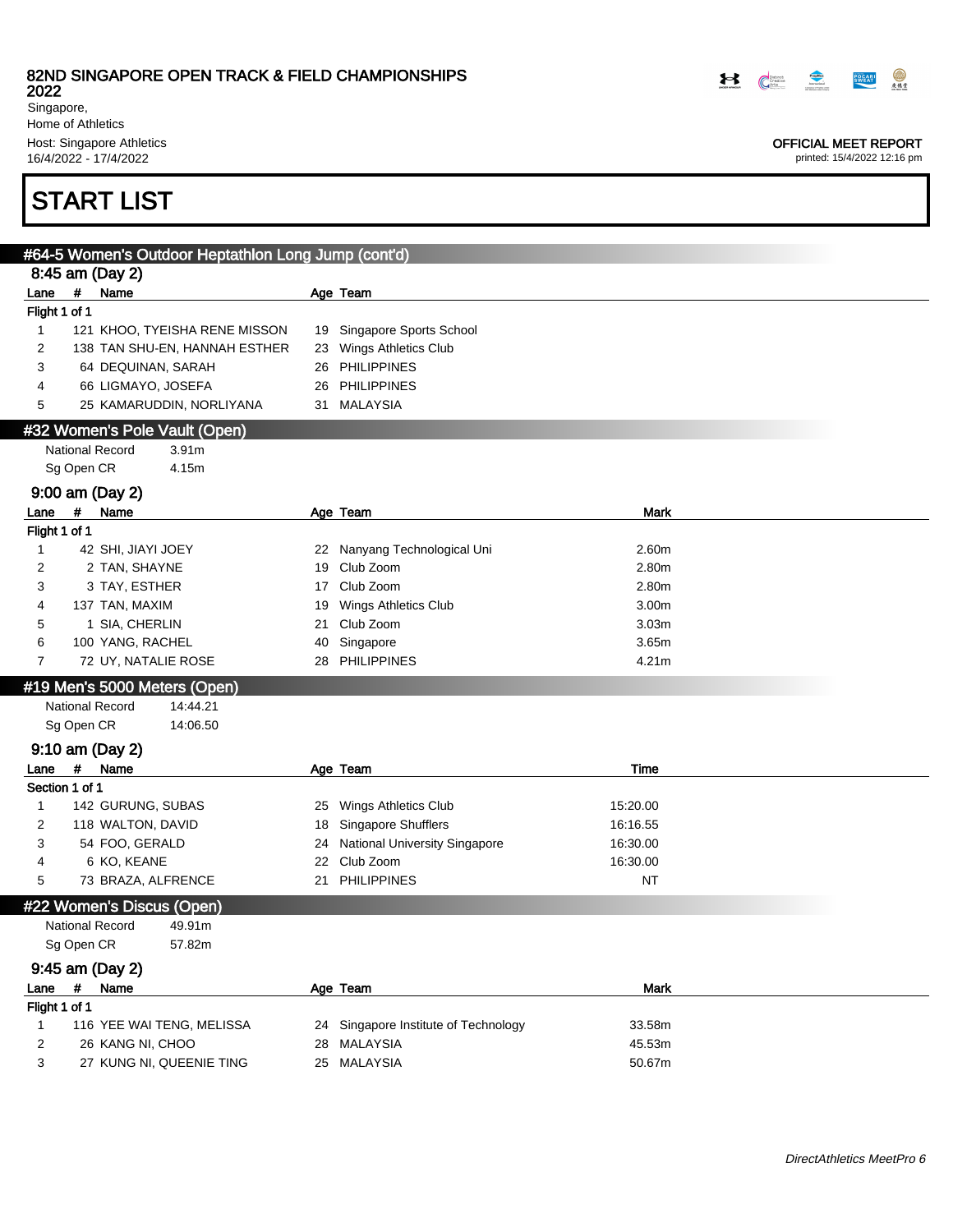# START LIST

## #64-5 Women's Outdoor Heptathlon Long Jump (cont'd)

### 8:45 am (Day 2)

Flight 1 of 1

| Lane | # | Name | Age | Team |
|---|---|---|---|---|
| 1 | 121 | KHOO, TYEISHA RENE MISSON | 19 | Singapore Sports School |
| 2 | 138 | TAN SHU-EN, HANNAH ESTHER | 23 | Wings Athletics Club |
| 3 | 64 | DEQUINAN, SARAH | 26 | PHILIPPINES |
| 4 | 66 | LIGMAYO, JOSEFA | 26 | PHILIPPINES |
| 5 | 25 | KAMARUDDIN, NORLIYANA | 31 | MALAYSIA |

## #32 Women's Pole Vault (Open)

National Record 3.91m

Sg Open CR 4.15m

### 9:00 am (Day 2)

Flight 1 of 1

| Lane | # | Name | Age | Team | Mark |
|---|---|---|---|---|---|
| 1 | 42 | SHI, JIAYI JOEY | 22 | Nanyang Technological Uni | 2.60m |
| 2 | 2 | TAN, SHAYNE | 19 | Club Zoom | 2.80m |
| 3 | 3 | TAY, ESTHER | 17 | Club Zoom | 2.80m |
| 4 | 137 | TAN, MAXIM | 19 | Wings Athletics Club | 3.00m |
| 5 | 1 | SIA, CHERLIN | 21 | Club Zoom | 3.03m |
| 6 | 100 | YANG, RACHEL | 40 | Singapore | 3.65m |
| 7 | 72 | UY, NATALIE ROSE | 28 | PHILIPPINES | 4.21m |

## #19 Men's 5000 Meters (Open)

National Record 14:44.21

Sg Open CR 14:06.50

### 9:10 am (Day 2)

Section 1 of 1

| Lane | # | Name | Age | Team | Time |
|---|---|---|---|---|---|
| 1 | 142 | GURUNG, SUBAS | 25 | Wings Athletics Club | 15:20.00 |
| 2 | 118 | WALTON, DAVID | 18 | Singapore Shufflers | 16:16.55 |
| 3 | 54 | FOO, GERALD | 24 | National University Singapore | 16:30.00 |
| 4 | 6 | KO, KEANE | 22 | Club Zoom | 16:30.00 |
| 5 | 73 | BRAZA, ALFRENCE | 21 | PHILIPPINES | NT |

## #22 Women's Discus (Open)

National Record 49.91m

Sg Open CR 57.82m

### 9:45 am (Day 2)

Flight 1 of 1

| Lane | # | Name | Age | Team | Mark |
|---|---|---|---|---|---|
| 1 | 116 | YEE WAI TENG, MELISSA | 24 | Singapore Institute of Technology | 33.58m |
| 2 | 26 | KANG NI, CHOO | 28 | MALAYSIA | 45.53m |
| 3 | 27 | KUNG NI, QUEENIE TING | 25 | MALAYSIA | 50.67m |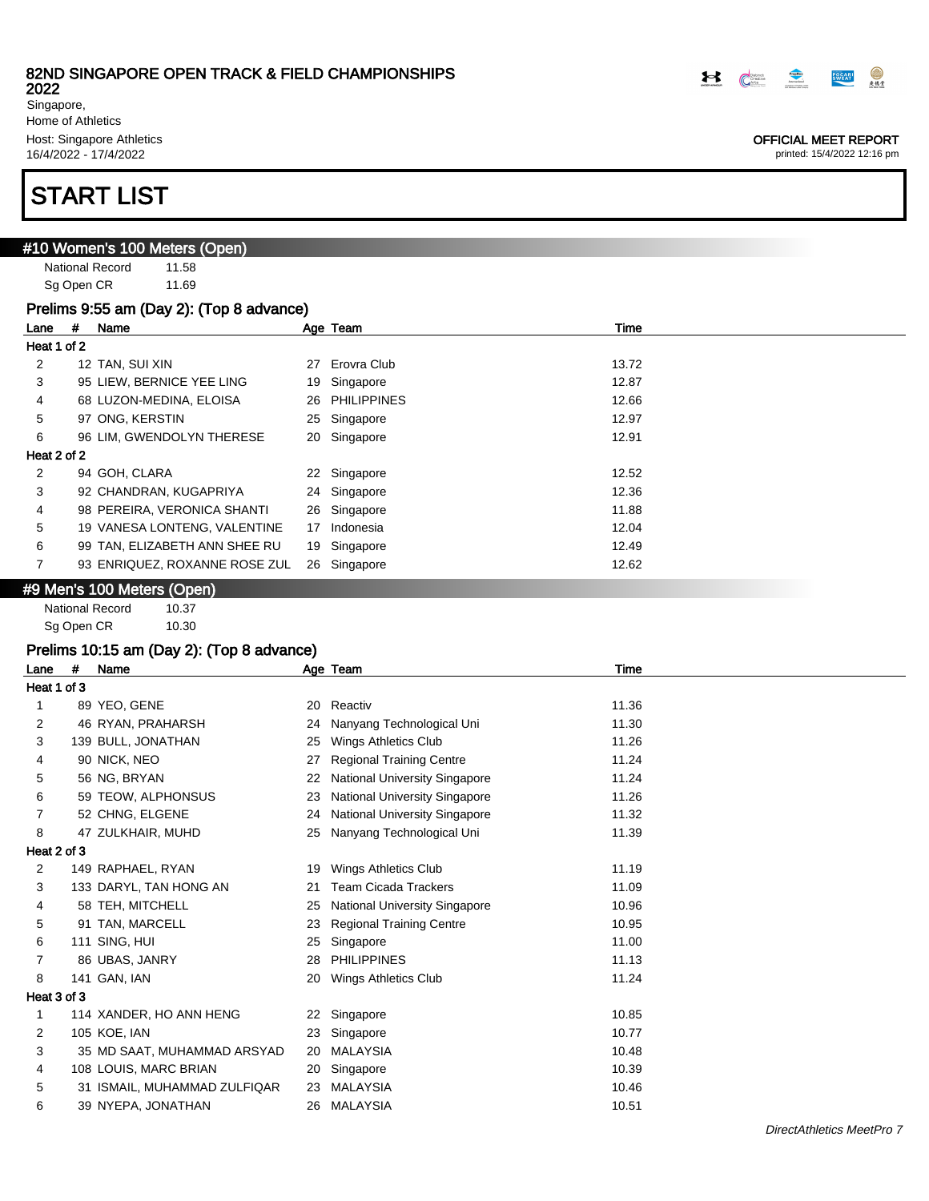# 82ND SINGAPORE OPEN TRACK & FIELD CHAMPIONSHIPS 2022

Singapore,
Home of Athletics
Host: Singapore Athletics
16/4/2022 - 17/4/2022

OFFICIAL MEET REPORT
printed: 15/4/2022 12:16 pm

# START LIST

## #10 Women's 100 Meters (Open)

National Record 11.58
Sg Open CR 11.69

### Prelims 9:55 am (Day 2): (Top 8 advance)

| Lane | # | Name | Age | Team | Time |
|---|---|---|---|---|---|
| **Heat 1 of 2** | | | | | |
| 2 | 12 | TAN, SUI XIN | 27 | Erovra Club | 13.72 |
| 3 | 95 | LIEW, BERNICE YEE LING | 19 | Singapore | 12.87 |
| 4 | 68 | LUZON-MEDINA, ELOISA | 26 | PHILIPPINES | 12.66 |
| 5 | 97 | ONG, KERSTIN | 25 | Singapore | 12.97 |
| 6 | 96 | LIM, GWENDOLYN THERESE | 20 | Singapore | 12.91 |
| **Heat 2 of 2** | | | | | |
| 2 | 94 | GOH, CLARA | 22 | Singapore | 12.52 |
| 3 | 92 | CHANDRAN, KUGAPRIYA | 24 | Singapore | 12.36 |
| 4 | 98 | PEREIRA, VERONICA SHANTI | 26 | Singapore | 11.88 |
| 5 | 19 | VANESA LONTENG, VALENTINE | 17 | Indonesia | 12.04 |
| 6 | 99 | TAN, ELIZABETH ANN SHEE RU | 19 | Singapore | 12.49 |
| 7 | 93 | ENRIQUEZ, ROXANNE ROSE ZUL | 26 | Singapore | 12.62 |

## #9 Men's 100 Meters (Open)

National Record 10.37
Sg Open CR 10.30

### Prelims 10:15 am (Day 2): (Top 8 advance)

| Lane | # | Name | Age | Team | Time |
|---|---|---|---|---|---|
| **Heat 1 of 3** | | | | | |
| 1 | 89 | YEO, GENE | 20 | Reactiv | 11.36 |
| 2 | 46 | RYAN, PRAHARSH | 24 | Nanyang Technological Uni | 11.30 |
| 3 | 139 | BULL, JONATHAN | 25 | Wings Athletics Club | 11.26 |
| 4 | 90 | NICK, NEO | 27 | Regional Training Centre | 11.24 |
| 5 | 56 | NG, BRYAN | 22 | National University Singapore | 11.24 |
| 6 | 59 | TEOW, ALPHONSUS | 23 | National University Singapore | 11.26 |
| 7 | 52 | CHNG, ELGENE | 24 | National University Singapore | 11.32 |
| 8 | 47 | ZULKHAIR, MUHD | 25 | Nanyang Technological Uni | 11.39 |
| **Heat 2 of 3** | | | | | |
| 2 | 149 | RAPHAEL, RYAN | 19 | Wings Athletics Club | 11.19 |
| 3 | 133 | DARYL, TAN HONG AN | 21 | Team Cicada Trackers | 11.09 |
| 4 | 58 | TEH, MITCHELL | 25 | National University Singapore | 10.96 |
| 5 | 91 | TAN, MARCELL | 23 | Regional Training Centre | 10.95 |
| 6 | 111 | SING, HUI | 25 | Singapore | 11.00 |
| 7 | 86 | UBAS, JANRY | 28 | PHILIPPINES | 11.13 |
| 8 | 141 | GAN, IAN | 20 | Wings Athletics Club | 11.24 |
| **Heat 3 of 3** | | | | | |
| 1 | 114 | XANDER, HO ANN HENG | 22 | Singapore | 10.85 |
| 2 | 105 | KOE, IAN | 23 | Singapore | 10.77 |
| 3 | 35 | MD SAAT, MUHAMMAD ARSYAD | 20 | MALAYSIA | 10.48 |
| 4 | 108 | LOUIS, MARC BRIAN | 20 | Singapore | 10.39 |
| 5 | 31 | ISMAIL, MUHAMMAD ZULFIQAR | 23 | MALAYSIA | 10.46 |
| 6 | 39 | NYEPA, JONATHAN | 26 | MALAYSIA | 10.51 |

*DirectAthletics MeetPro 7*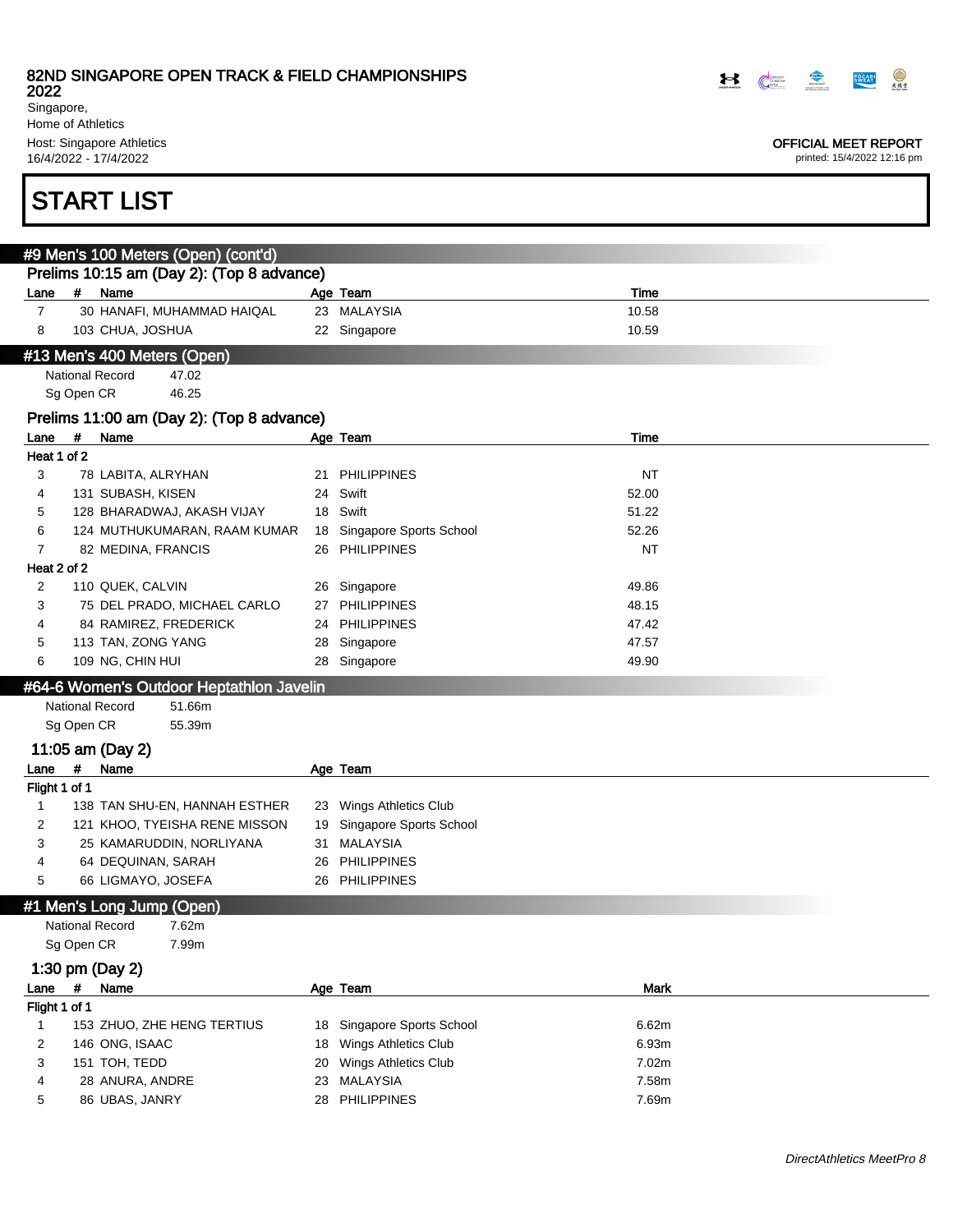82ND SINGAPORE OPEN TRACK & FIELD CHAMPIONSHIPS 2022
Singapore,
Home of Athletics
Host: Singapore Athletics
16/4/2022 - 17/4/2022

OFFICIAL MEET REPORT
printed: 15/4/2022 12:16 pm

# START LIST

## #9 Men's 100 Meters (Open) (cont'd)

### Prelims 10:15 am (Day 2): (Top 8 advance)

| Lane | # | Name | Age | Team | Time |
|---|---|---|---|---|---|
| 7 | 30 | HANAFI, MUHAMMAD HAIQAL | 23 | MALAYSIA | 10.58 |
| 8 | 103 | CHUA, JOSHUA | 22 | Singapore | 10.59 |

## #13 Men's 400 Meters (Open)

National Record 47.02
Sg Open CR 46.25

### Prelims 11:00 am (Day 2): (Top 8 advance)

| Lane | # | Name | Age | Team | Time |
|---|---|---|---|---|---|
| **Heat 1 of 2** | | | | | |
| 3 | 78 | LABITA, ALRYHAN | 21 | PHILIPPINES | NT |
| 4 | 131 | SUBASH, KISEN | 24 | Swift | 52.00 |
| 5 | 128 | BHARADWAJ, AKASH VIJAY | 18 | Swift | 51.22 |
| 6 | 124 | MUTHUKUMARAN, RAAM KUMAR | 18 | Singapore Sports School | 52.26 |
| 7 | 82 | MEDINA, FRANCIS | 26 | PHILIPPINES | NT |
| **Heat 2 of 2** | | | | | |
| 2 | 110 | QUEK, CALVIN | 26 | Singapore | 49.86 |
| 3 | 75 | DEL PRADO, MICHAEL CARLO | 27 | PHILIPPINES | 48.15 |
| 4 | 84 | RAMIREZ, FREDERICK | 24 | PHILIPPINES | 47.42 |
| 5 | 113 | TAN, ZONG YANG | 28 | Singapore | 47.57 |
| 6 | 109 | NG, CHIN HUI | 28 | Singapore | 49.90 |

## #64-6 Women's Outdoor Heptathlon Javelin

National Record 51.66m
Sg Open CR 55.39m

### 11:05 am (Day 2)

| Lane | # | Name | Age | Team |
|---|---|---|---|---|
| **Flight 1 of 1** | | | | |
| 1 | 138 | TAN SHU-EN, HANNAH ESTHER | 23 | Wings Athletics Club |
| 2 | 121 | KHOO, TYEISHA RENE MISSON | 19 | Singapore Sports School |
| 3 | 25 | KAMARUDDIN, NORLIYANA | 31 | MALAYSIA |
| 4 | 64 | DEQUINAN, SARAH | 26 | PHILIPPINES |
| 5 | 66 | LIGMAYO, JOSEFA | 26 | PHILIPPINES |

## #1 Men's Long Jump (Open)

National Record 7.62m
Sg Open CR 7.99m

### 1:30 pm (Day 2)

| Lane | # | Name | Age | Team | Mark |
|---|---|---|---|---|---|
| **Flight 1 of 1** | | | | | |
| 1 | 153 | ZHUO, ZHE HENG TERTIUS | 18 | Singapore Sports School | 6.62m |
| 2 | 146 | ONG, ISAAC | 18 | Wings Athletics Club | 6.93m |
| 3 | 151 | TOH, TEDD | 20 | Wings Athletics Club | 7.02m |
| 4 | 28 | ANURA, ANDRE | 23 | MALAYSIA | 7.58m |
| 5 | 86 | UBAS, JANRY | 28 | PHILIPPINES | 7.69m |

*DirectAthletics MeetPro 8*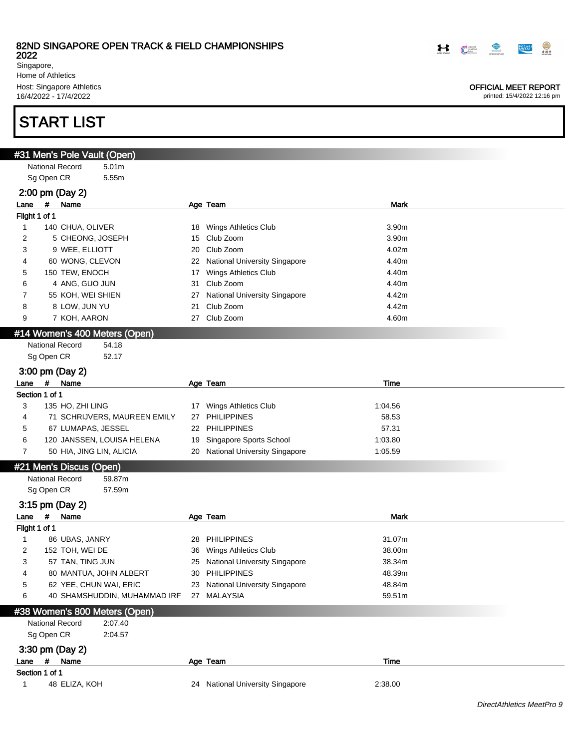82ND SINGAPORE OPEN TRACK & FIELD CHAMPIONSHIPS 2022

Singapore,
Home of Athletics
Host: Singapore Athletics
16/4/2022 - 17/4/2022

OFFICIAL MEET REPORT
printed: 15/4/2022 12:16 pm

# START LIST

## #31 Men's Pole Vault (Open)

National Record 5.01m
Sg Open CR 5.55m

### 2:00 pm (Day 2)

| Lane | # | Name | Age | Team | Mark |
|---|---|---|---|---|---|
| **Flight 1 of 1** | | | | | |
| 1 | 140 | CHUA, OLIVER | 18 | Wings Athletics Club | 3.90m |
| 2 | 5 | CHEONG, JOSEPH | 15 | Club Zoom | 3.90m |
| 3 | 9 | WEE, ELLIOTT | 20 | Club Zoom | 4.02m |
| 4 | 60 | WONG, CLEVON | 22 | National University Singapore | 4.40m |
| 5 | 150 | TEW, ENOCH | 17 | Wings Athletics Club | 4.40m |
| 6 | 4 | ANG, GUO JUN | 31 | Club Zoom | 4.40m |
| 7 | 55 | KOH, WEI SHIEN | 27 | National University Singapore | 4.42m |
| 8 | 8 | LOW, JUN YU | 21 | Club Zoom | 4.42m |
| 9 | 7 | KOH, AARON | 27 | Club Zoom | 4.60m |

## #14 Women's 400 Meters (Open)

National Record 54.18
Sg Open CR 52.17

### 3:00 pm (Day 2)

| Lane | # | Name | Age | Team | Time |
|---|---|---|---|---|---|
| **Section 1 of 1** | | | | | |
| 3 | 135 | HO, ZHI LING | 17 | Wings Athletics Club | 1:04.56 |
| 4 | 71 | SCHRIJVERS, MAUREEN EMILY | 27 | PHILIPPINES | 58.53 |
| 5 | 67 | LUMAPAS, JESSEL | 22 | PHILIPPINES | 57.31 |
| 6 | 120 | JANSSEN, LOUISA HELENA | 19 | Singapore Sports School | 1:03.80 |
| 7 | 50 | HIA, JING LIN, ALICIA | 20 | National University Singapore | 1:05.59 |

## #21 Men's Discus (Open)

National Record 59.87m
Sg Open CR 57.59m

### 3:15 pm (Day 2)

| Lane | # | Name | Age | Team | Mark |
|---|---|---|---|---|---|
| **Flight 1 of 1** | | | | | |
| 1 | 86 | UBAS, JANRY | 28 | PHILIPPINES | 31.07m |
| 2 | 152 | TOH, WEI DE | 36 | Wings Athletics Club | 38.00m |
| 3 | 57 | TAN, TING JUN | 25 | National University Singapore | 38.34m |
| 4 | 80 | MANTUA, JOHN ALBERT | 30 | PHILIPPINES | 48.39m |
| 5 | 62 | YEE, CHUN WAI, ERIC | 23 | National University Singapore | 48.84m |
| 6 | 40 | SHAMSHUDDIN, MUHAMMAD IRF | 27 | MALAYSIA | 59.51m |

## #38 Women's 800 Meters (Open)

National Record 2:07.40
Sg Open CR 2:04.57

### 3:30 pm (Day 2)

| Lane | # | Name | Age | Team | Time |
|---|---|---|---|---|---|
| **Section 1 of 1** | | | | | |
| 1 | 48 | ELIZA, KOH | 24 | National University Singapore | 2:38.00 |

*DirectAthletics MeetPro 9*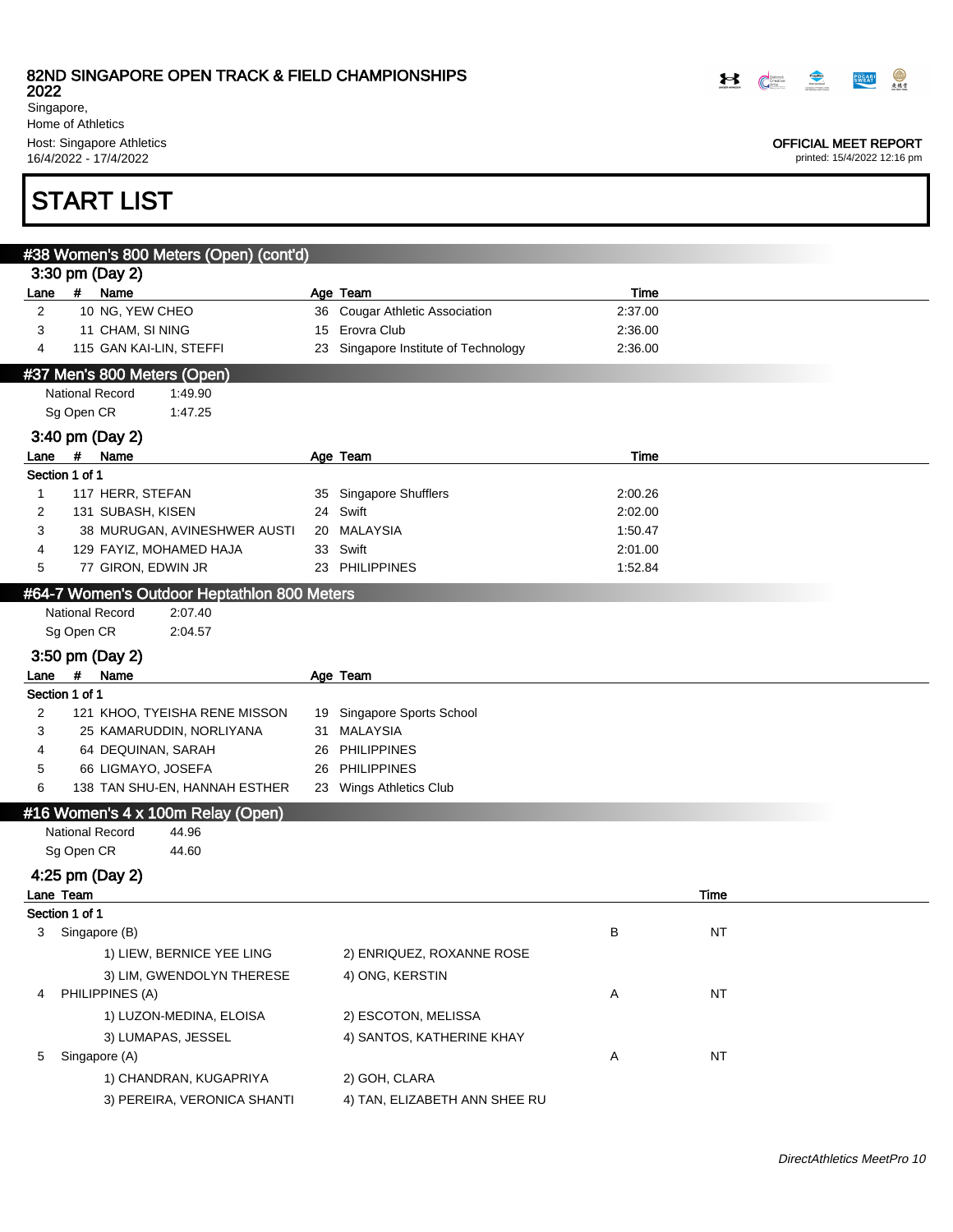# START LIST

## #38 Women's 800 Meters (Open) (cont'd)

### 3:30 pm (Day 2)

| Lane | # | Name | Age | Team | Time |
|---|---|---|---|---|---|
| 2 | 10 | NG, YEW CHEO | 36 | Cougar Athletic Association | 2:37.00 |
| 3 | 11 | CHAM, SI NING | 15 | Erovra Club | 2:36.00 |
| 4 | 115 | GAN KAI-LIN, STEFFI | 23 | Singapore Institute of Technology | 2:36.00 |

## #37 Men's 800 Meters (Open)

National Record 1:49.90
Sg Open CR 1:47.25

### 3:40 pm (Day 2)

Section 1 of 1

| Lane | # | Name | Age | Team | Time |
|---|---|---|---|---|---|
| 1 | 117 | HERR, STEFAN | 35 | Singapore Shufflers | 2:00.26 |
| 2 | 131 | SUBASH, KISEN | 24 | Swift | 2:02.00 |
| 3 | 38 | MURUGAN, AVINESHWER AUSTI | 20 | MALAYSIA | 1:50.47 |
| 4 | 129 | FAYIZ, MOHAMED HAJA | 33 | Swift | 2:01.00 |
| 5 | 77 | GIRON, EDWIN JR | 23 | PHILIPPINES | 1:52.84 |

## #64-7 Women's Outdoor Heptathlon 800 Meters

National Record 2:07.40
Sg Open CR 2:04.57

### 3:50 pm (Day 2)

Section 1 of 1

| Lane | # | Name | Age | Team |
|---|---|---|---|---|
| 2 | 121 | KHOO, TYEISHA RENE MISSON | 19 | Singapore Sports School |
| 3 | 25 | KAMARUDDIN, NORLIYANA | 31 | MALAYSIA |
| 4 | 64 | DEQUINAN, SARAH | 26 | PHILIPPINES |
| 5 | 66 | LIGMAYO, JOSEFA | 26 | PHILIPPINES |
| 6 | 138 | TAN SHU-EN, HANNAH ESTHER | 23 | Wings Athletics Club |

## #16 Women's 4 x 100m Relay (Open)

National Record 44.96
Sg Open CR 44.60

### 4:25 pm (Day 2)

Section 1 of 1

| Lane | Team | | Time |
|---|---|---|---|
| 3 | Singapore (B) | B | NT |
| | 1) LIEW, BERNICE YEE LING; 2) ENRIQUEZ, ROXANNE ROSE; 3) LIM, GWENDOLYN THERESE; 4) ONG, KERSTIN | | |
| 4 | PHILIPPINES (A) | A | NT |
| | 1) LUZON-MEDINA, ELOISA; 2) ESCOTON, MELISSA; 3) LUMAPAS, JESSEL; 4) SANTOS, KATHERINE KHAY | | |
| 5 | Singapore (A) | A | NT |
| | 1) CHANDRAN, KUGAPRIYA; 2) GOH, CLARA; 3) PEREIRA, VERONICA SHANTI; 4) TAN, ELIZABETH ANN SHEE RU | | |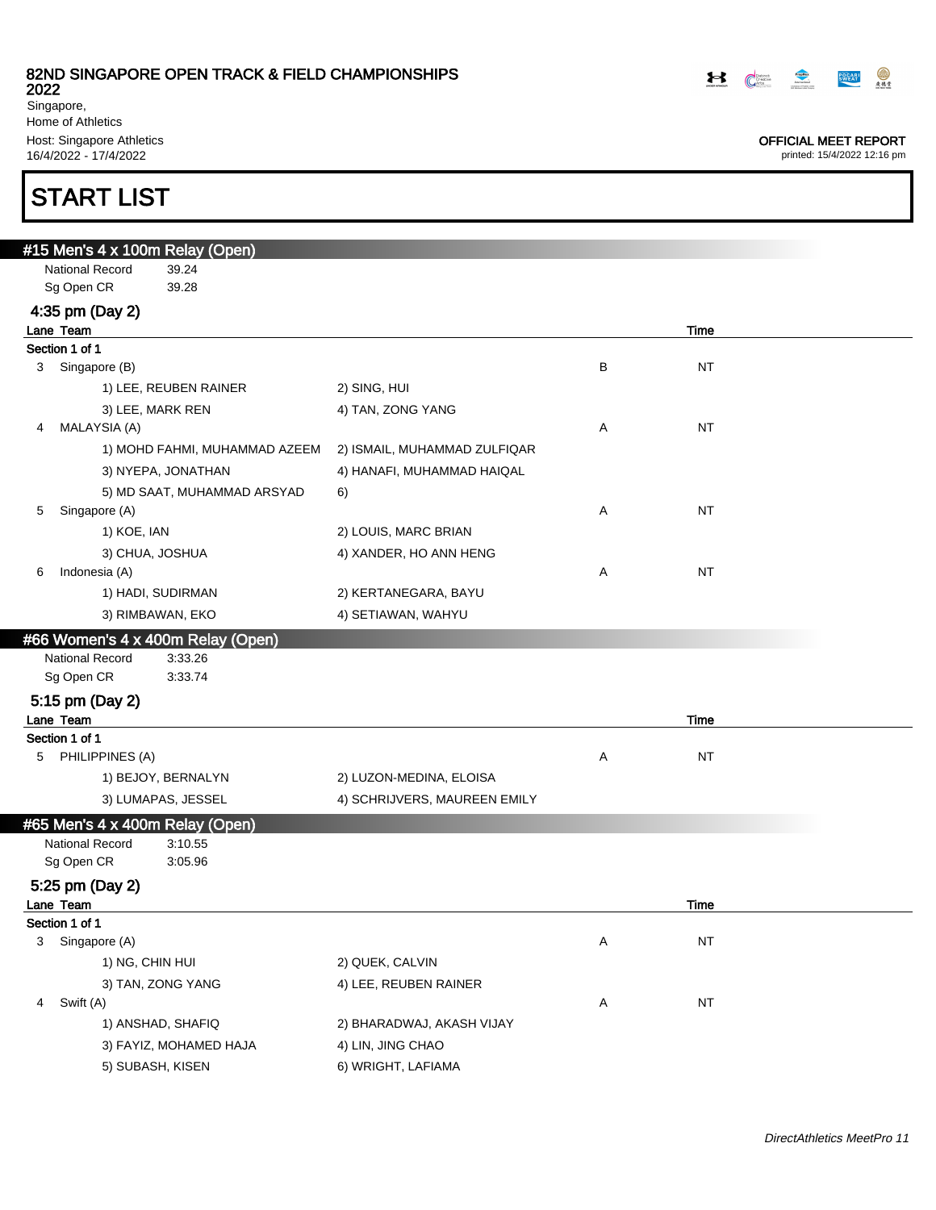# 82ND SINGAPORE OPEN TRACK & FIELD CHAMPIONSHIPS 2022

Singapore,
Home of Athletics
Host: Singapore Athletics
16/4/2022 - 17/4/2022

**OFFICIAL MEET REPORT**
printed: 15/4/2022 12:16 pm

# START LIST

## #15 Men's 4 x 100m Relay (Open)

National Record 39.24
Sg Open CR 39.28

### 4:35 pm (Day 2)

| Lane | Team | | | Time |
|---|---|---|---|---|
| **Section 1 of 1** | | | | |
| 3 | Singapore (B) | | B | NT |
| | 1) LEE, REUBEN RAINER | 2) SING, HUI | | |
| | 3) LEE, MARK REN | 4) TAN, ZONG YANG | | |
| 4 | MALAYSIA (A) | | A | NT |
| | 1) MOHD FAHMI, MUHAMMAD AZEEM | 2) ISMAIL, MUHAMMAD ZULFIQAR | | |
| | 3) NYEPA, JONATHAN | 4) HANAFI, MUHAMMAD HAIQAL | | |
| | 5) MD SAAT, MUHAMMAD ARSYAD | 6) | | |
| 5 | Singapore (A) | | A | NT |
| | 1) KOE, IAN | 2) LOUIS, MARC BRIAN | | |
| | 3) CHUA, JOSHUA | 4) XANDER, HO ANN HENG | | |
| 6 | Indonesia (A) | | A | NT |
| | 1) HADI, SUDIRMAN | 2) KERTANEGARA, BAYU | | |
| | 3) RIMBAWAN, EKO | 4) SETIAWAN, WAHYU | | |

## #66 Women's 4 x 400m Relay (Open)

National Record 3:33.26
Sg Open CR 3:33.74

### 5:15 pm (Day 2)

| Lane | Team | | | Time |
|---|---|---|---|---|
| **Section 1 of 1** | | | | |
| 5 | PHILIPPINES (A) | | A | NT |
| | 1) BEJOY, BERNALYN | 2) LUZON-MEDINA, ELOISA | | |
| | 3) LUMAPAS, JESSEL | 4) SCHRIJVERS, MAUREEN EMILY | | |

## #65 Men's 4 x 400m Relay (Open)

National Record 3:10.55
Sg Open CR 3:05.96

### 5:25 pm (Day 2)

| Lane | Team | | | Time |
|---|---|---|---|---|
| **Section 1 of 1** | | | | |
| 3 | Singapore (A) | | A | NT |
| | 1) NG, CHIN HUI | 2) QUEK, CALVIN | | |
| | 3) TAN, ZONG YANG | 4) LEE, REUBEN RAINER | | |
| 4 | Swift (A) | | A | NT |
| | 1) ANSHAD, SHAFIQ | 2) BHARADWAJ, AKASH VIJAY | | |
| | 3) FAYIZ, MOHAMED HAJA | 4) LIN, JING CHAO | | |
| | 5) SUBASH, KISEN | 6) WRIGHT, LAFIAMA | | |

*DirectAthletics MeetPro 11*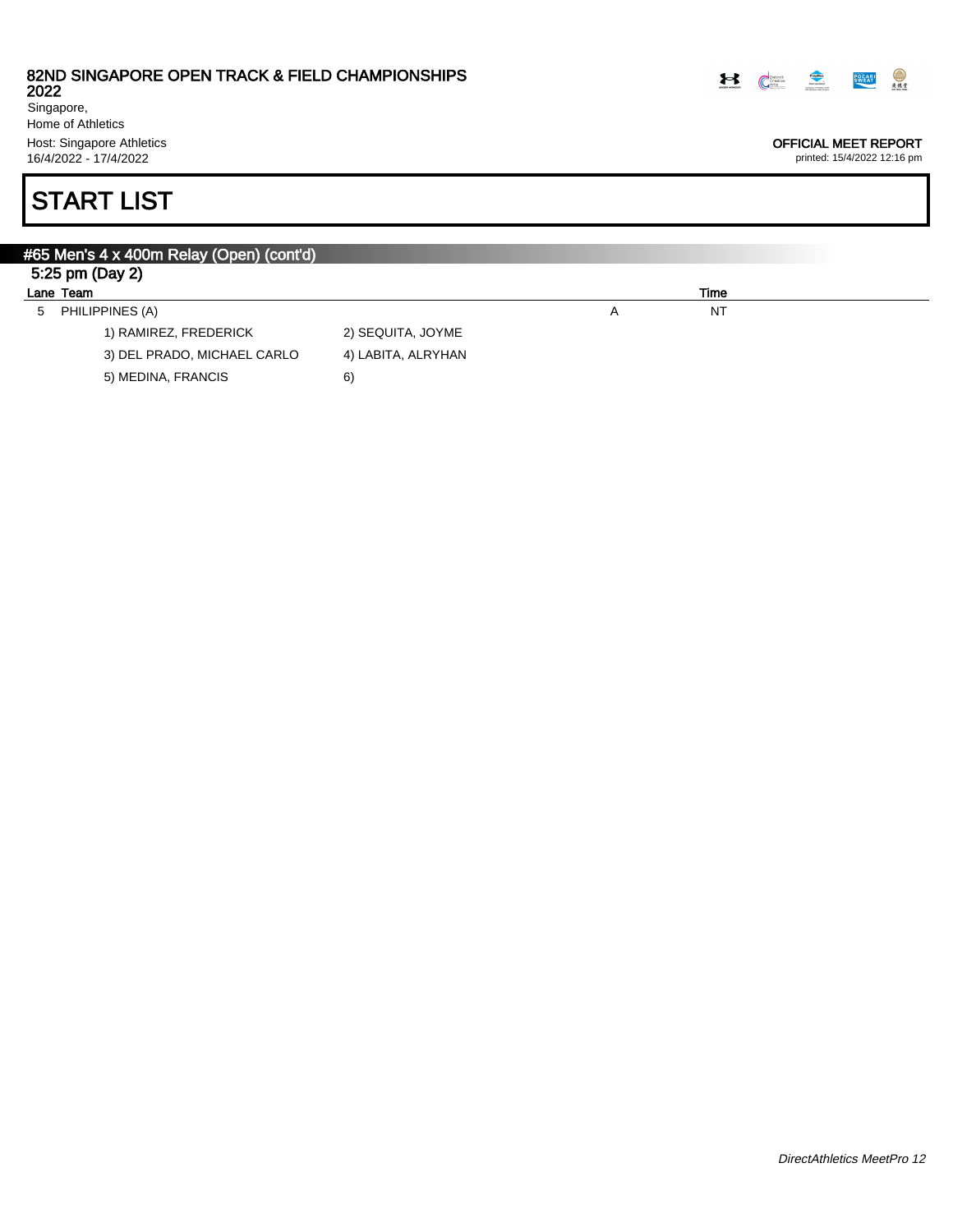# 82ND SINGAPORE OPEN TRACK & FIELD CHAMPIONSHIPS 2022

Singapore,
Home of Athletics
Host: Singapore Athletics
16/4/2022 - 17/4/2022

**OFFICIAL MEET REPORT**
printed: 15/4/2022 12:16 pm

# START LIST

## #65 Men's 4 x 400m Relay (Open) (cont'd)

### 5:25 pm (Day 2)

| Lane | Team | | | Time |
|---|---|---|---|---|
| 5 | PHILIPPINES (A) | | A | NT |
| | 1) RAMIREZ, FREDERICK | 2) SEQUITA, JOYME | | |
| | 3) DEL PRADO, MICHAEL CARLO | 4) LABITA, ALRYHAN | | |
| | 5) MEDINA, FRANCIS | 6) | | |

*DirectAthletics MeetPro 12*